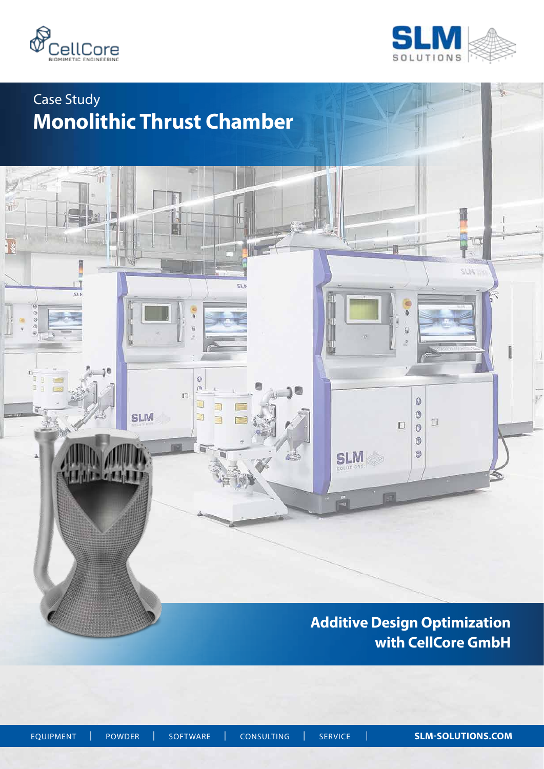Case Study

# Monolithic Thrust Chamber

## Additive Design Optimization with CellCore GmbH

EQUIPMENT | POWDER | SOFTWARE | CONSULTING | SERVICE | **SLM-SOLUTIONS.COM**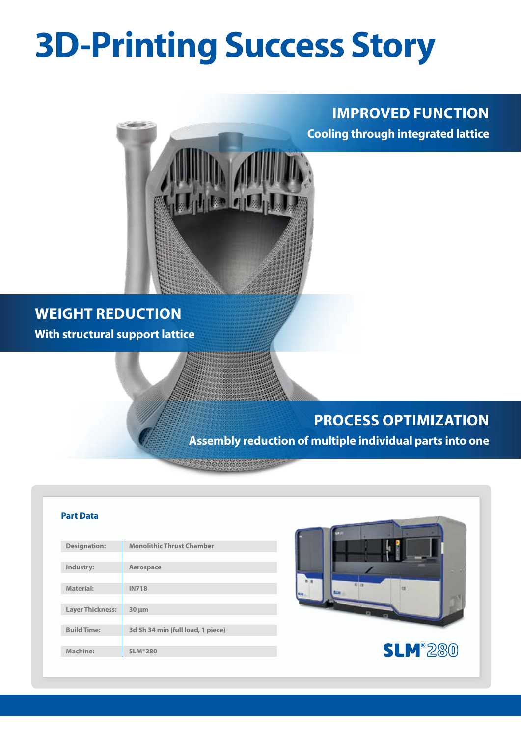# 3D-Printing Success Story

## IMPROVED FUNCTION

**Cooling through integrated lattice**

## WEIGHT REDUCTION

**With structural support lattice**

## PROCESS OPTIMIZATION

**Assembly reduction of multiple individual parts into one**

### Part Data

| | |
|---|---|
| Designation: | Monolithic Thrust Chamber |
| Industry: | Aerospace |
| Material: | IN718 |
| Layer Thickness: | 30 µm |
| Build Time: | 3d 5h 34 min (full load, 1 piece) |
| Machine: | SLM®280 |

SLM®280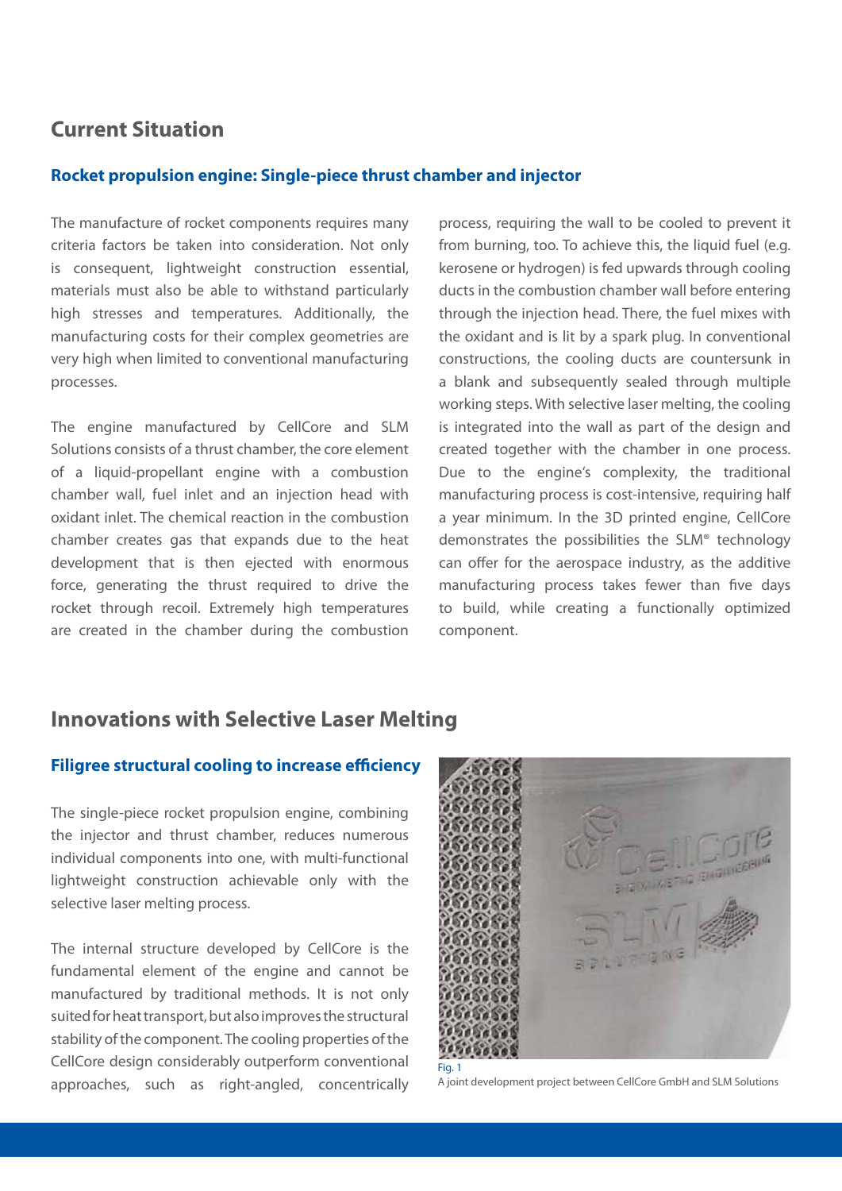## Current Situation

### Rocket propulsion engine: Single-piece thrust chamber and injector

The manufacture of rocket components requires many criteria factors be taken into consideration. Not only is consequent, lightweight construction essential, materials must also be able to withstand particularly high stresses and temperatures. Additionally, the manufacturing costs for their complex geometries are very high when limited to conventional manufacturing processes.

The engine manufactured by CellCore and SLM Solutions consists of a thrust chamber, the core element of a liquid-propellant engine with a combustion chamber wall, fuel inlet and an injection head with oxidant inlet. The chemical reaction in the combustion chamber creates gas that expands due to the heat development that is then ejected with enormous force, generating the thrust required to drive the rocket through recoil. Extremely high temperatures are created in the chamber during the combustion process, requiring the wall to be cooled to prevent it from burning, too. To achieve this, the liquid fuel (e.g. kerosene or hydrogen) is fed upwards through cooling ducts in the combustion chamber wall before entering through the injection head. There, the fuel mixes with the oxidant and is lit by a spark plug. In conventional constructions, the cooling ducts are countersunk in a blank and subsequently sealed through multiple working steps. With selective laser melting, the cooling is integrated into the wall as part of the design and created together with the chamber in one process. Due to the engine's complexity, the traditional manufacturing process is cost-intensive, requiring half a year minimum. In the 3D printed engine, CellCore demonstrates the possibilities the SLM® technology can offer for the aerospace industry, as the additive manufacturing process takes fewer than five days to build, while creating a functionally optimized component.

## Innovations with Selective Laser Melting

### Filigree structural cooling to increase efficiency

The single-piece rocket propulsion engine, combining the injector and thrust chamber, reduces numerous individual components into one, with multi-functional lightweight construction achievable only with the selective laser melting process.

The internal structure developed by CellCore is the fundamental element of the engine and cannot be manufactured by traditional methods. It is not only suited for heat transport, but also improves the structural stability of the component. The cooling properties of the CellCore design considerably outperform conventional approaches, such as right-angled, concentrically

Fig. 1
A joint development project between CellCore GmbH and SLM Solutions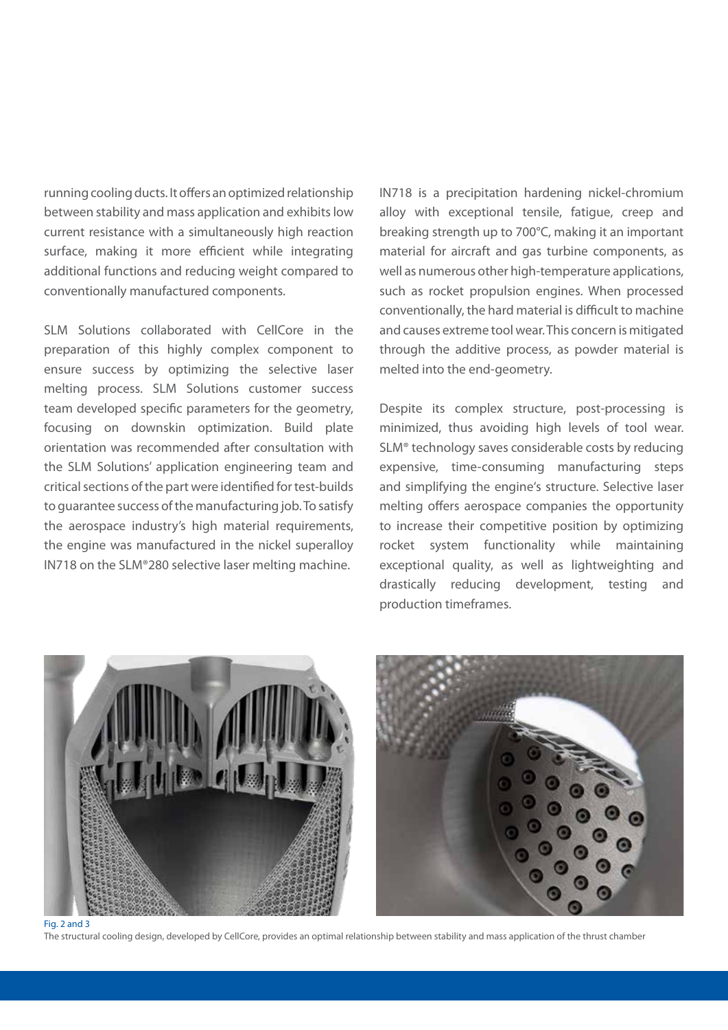running cooling ducts. It offers an optimized relationship between stability and mass application and exhibits low current resistance with a simultaneously high reaction surface, making it more efficient while integrating additional functions and reducing weight compared to conventionally manufactured components.

SLM Solutions collaborated with CellCore in the preparation of this highly complex component to ensure success by optimizing the selective laser melting process. SLM Solutions customer success team developed specific parameters for the geometry, focusing on downskin optimization. Build plate orientation was recommended after consultation with the SLM Solutions' application engineering team and critical sections of the part were identified for test-builds to guarantee success of the manufacturing job. To satisfy the aerospace industry's high material requirements, the engine was manufactured in the nickel superalloy IN718 on the SLM®280 selective laser melting machine.

IN718 is a precipitation hardening nickel-chromium alloy with exceptional tensile, fatigue, creep and breaking strength up to 700°C, making it an important material for aircraft and gas turbine components, as well as numerous other high-temperature applications, such as rocket propulsion engines. When processed conventionally, the hard material is difficult to machine and causes extreme tool wear. This concern is mitigated through the additive process, as powder material is melted into the end-geometry.

Despite its complex structure, post-processing is minimized, thus avoiding high levels of tool wear. SLM® technology saves considerable costs by reducing expensive, time-consuming manufacturing steps and simplifying the engine's structure. Selective laser melting offers aerospace companies the opportunity to increase their competitive position by optimizing rocket system functionality while maintaining exceptional quality, as well as lightweighting and drastically reducing development, testing and production timeframes.

Fig. 2 and 3
The structural cooling design, developed by CellCore, provides an optimal relationship between stability and mass application of the thrust chamber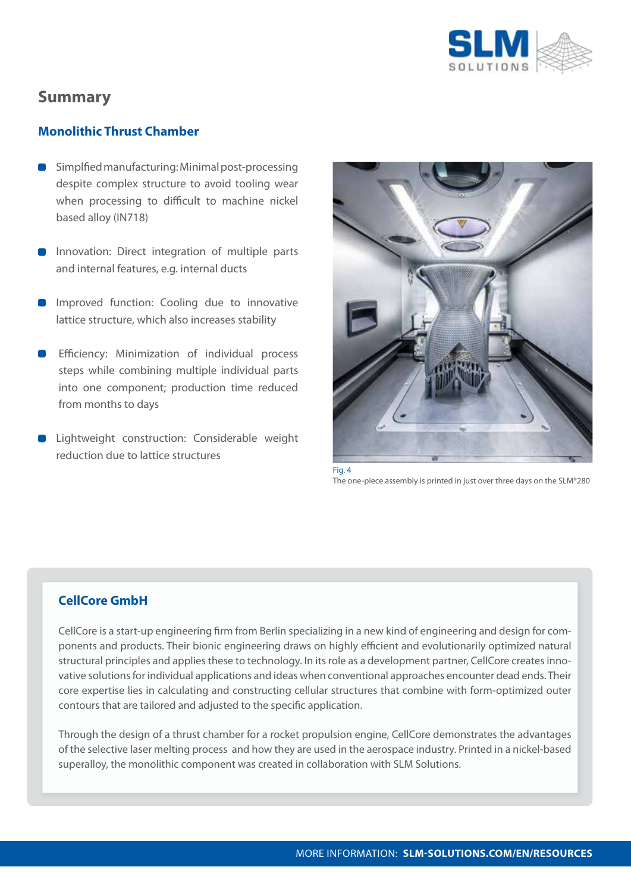## Summary

### Monolithic Thrust Chamber

- Simplfied manufacturing: Minimal post-processing despite complex structure to avoid tooling wear when processing to difficult to machine nickel based alloy (IN718)
- Innovation: Direct integration of multiple parts and internal features, e.g. internal ducts
- Improved function: Cooling due to innovative lattice structure, which also increases stability
- Efficiency: Minimization of individual process steps while combining multiple individual parts into one component; production time reduced from months to days
- Lightweight construction: Considerable weight reduction due to lattice structures

Fig. 4
The one-piece assembly is printed in just over three days on the SLM®280

### CellCore GmbH

CellCore is a start-up engineering firm from Berlin specializing in a new kind of engineering and design for components and products. Their bionic engineering draws on highly efficient and evolutionarily optimized natural structural principles and applies these to technology. In its role as a development partner, CellCore creates innovative solutions for individual applications and ideas when conventional approaches encounter dead ends. Their core expertise lies in calculating and constructing cellular structures that combine with form-optimized outer contours that are tailored and adjusted to the specific application.

Through the design of a thrust chamber for a rocket propulsion engine, CellCore demonstrates the advantages of the selective laser melting process and how they are used in the aerospace industry. Printed in a nickel-based superalloy, the monolithic component was created in collaboration with SLM Solutions.

MORE INFORMATION: **SLM-SOLUTIONS.COM/EN/RESOURCES**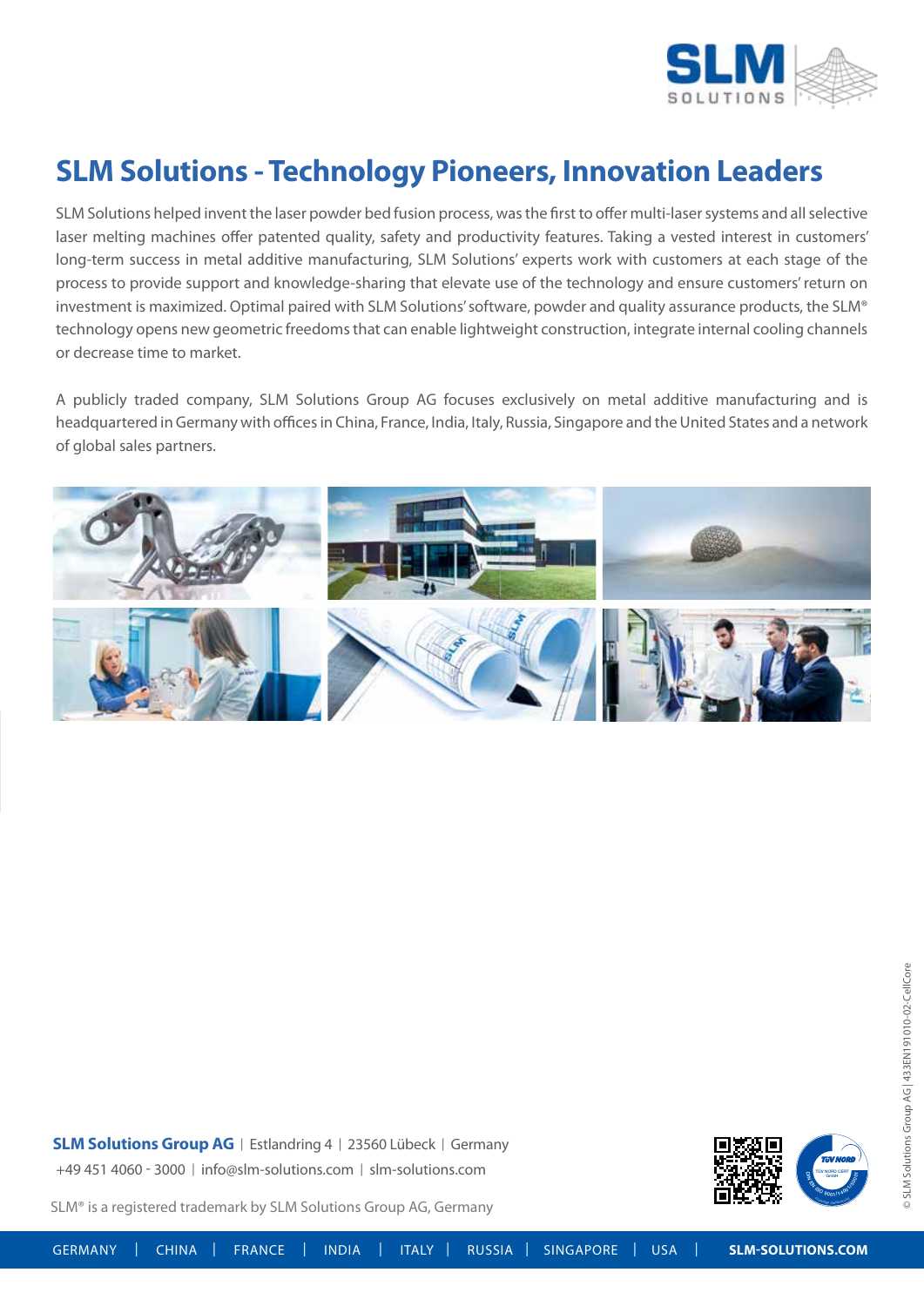# SLM Solutions - Technology Pioneers, Innovation Leaders

SLM Solutions helped invent the laser powder bed fusion process, was the first to offer multi-laser systems and all selective laser melting machines offer patented quality, safety and productivity features. Taking a vested interest in customers' long-term success in metal additive manufacturing, SLM Solutions' experts work with customers at each stage of the process to provide support and knowledge-sharing that elevate use of the technology and ensure customers' return on investment is maximized. Optimal paired with SLM Solutions' software, powder and quality assurance products, the SLM® technology opens new geometric freedoms that can enable lightweight construction, integrate internal cooling channels or decrease time to market.

A publicly traded company, SLM Solutions Group AG focuses exclusively on metal additive manufacturing and is headquartered in Germany with offices in China, France, India, Italy, Russia, Singapore and the United States and a network of global sales partners.

**SLM Solutions Group AG** | Estlandring 4 | 23560 Lübeck | Germany
+49 451 4060 - 3000 | info@slm-solutions.com | slm-solutions.com

SLM® is a registered trademark by SLM Solutions Group AG, Germany

GERMANY | CHINA | FRANCE | INDIA | ITALY | RUSSIA | SINGAPORE | USA | **SLM-SOLUTIONS.COM**

© SLM Solutions Group AG | 433EN191010-02-CellCore